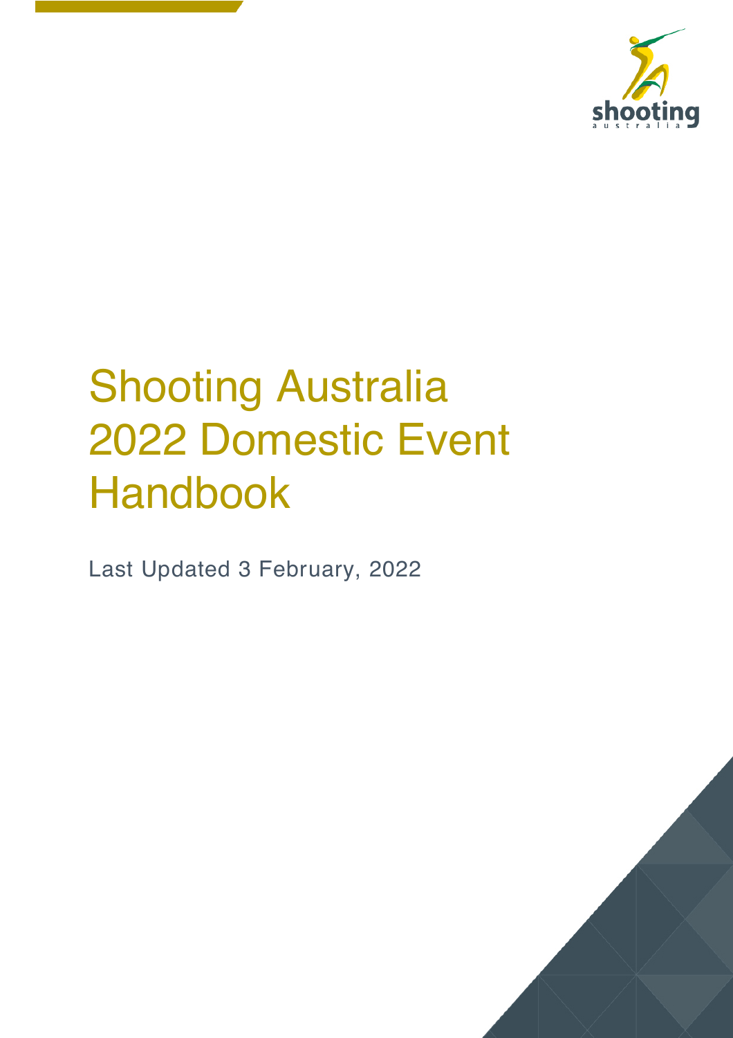# Shooting Australia 2022 Domestic Event Handbook

Last Updated 3 February, 2022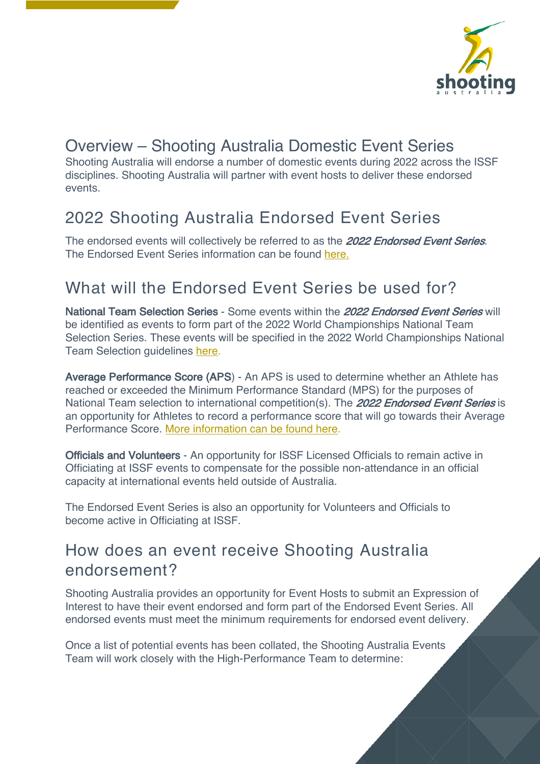## Overview – Shooting Australia Domestic Event Series

Shooting Australia will endorse a number of domestic events during 2022 across the ISSF disciplines. Shooting Australia will partner with event hosts to deliver these endorsed events.

## 2022 Shooting Australia Endorsed Event Series

The endorsed events will collectively be referred to as the ***2022 Endorsed Event Series***. The Endorsed Event Series information can be found here.

## What will the Endorsed Event Series be used for?

**National Team Selection Series** - Some events within the ***2022 Endorsed Event Series*** will be identified as events to form part of the 2022 World Championships National Team Selection Series. These events will be specified in the 2022 World Championships National Team Selection guidelines here.

**Average Performance Score (APS)** - An APS is used to determine whether an Athlete has reached or exceeded the Minimum Performance Standard (MPS) for the purposes of National Team selection to international competition(s). The ***2022 Endorsed Event Series*** is an opportunity for Athletes to record a performance score that will go towards their Average Performance Score. More information can be found here.

**Officials and Volunteers** - An opportunity for ISSF Licensed Officials to remain active in Officiating at ISSF events to compensate for the possible non-attendance in an official capacity at international events held outside of Australia.

The Endorsed Event Series is also an opportunity for Volunteers and Officials to become active in Officiating at ISSF.

## How does an event receive Shooting Australia endorsement?

Shooting Australia provides an opportunity for Event Hosts to submit an Expression of Interest to have their event endorsed and form part of the Endorsed Event Series. All endorsed events must meet the minimum requirements for endorsed event delivery.

Once a list of potential events has been collated, the Shooting Australia Events Team will work closely with the High-Performance Team to determine: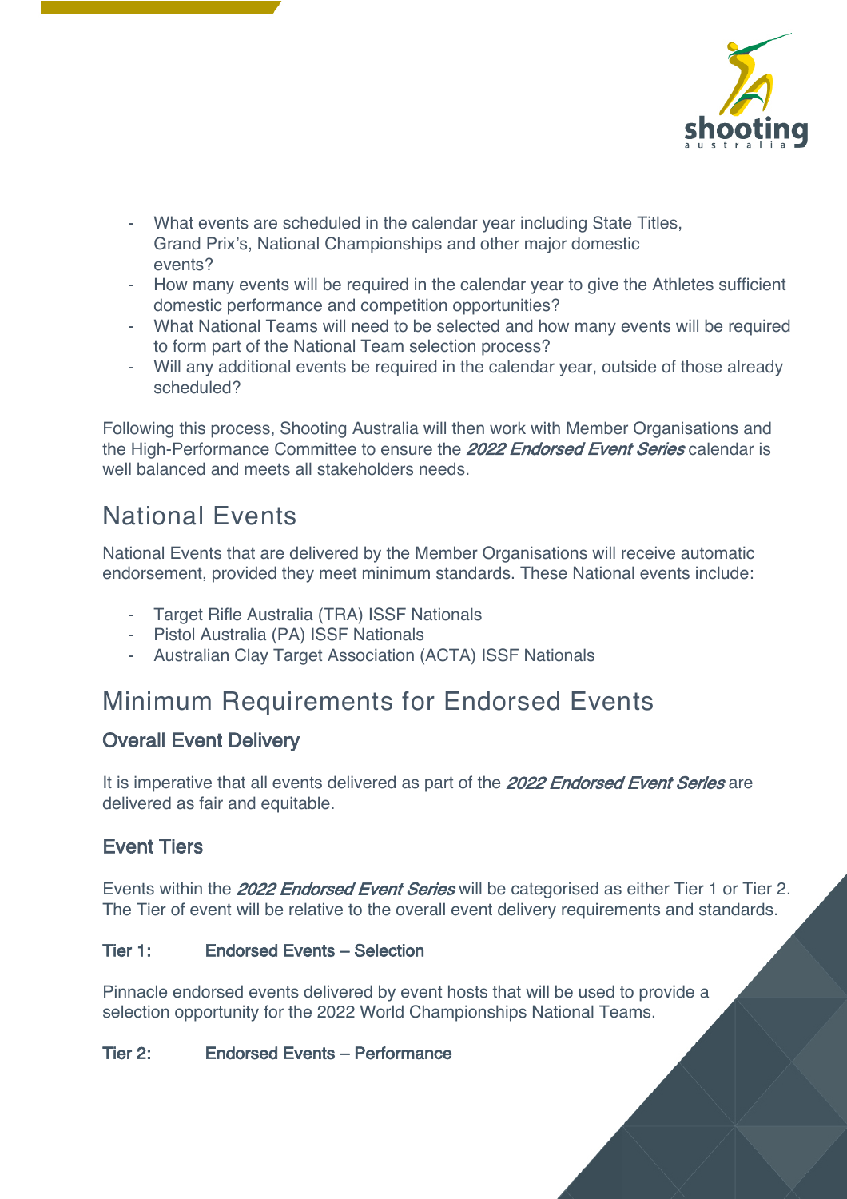- What events are scheduled in the calendar year including State Titles, Grand Prix's, National Championships and other major domestic events?
- How many events will be required in the calendar year to give the Athletes sufficient domestic performance and competition opportunities?
- What National Teams will need to be selected and how many events will be required to form part of the National Team selection process?
- Will any additional events be required in the calendar year, outside of those already scheduled?

Following this process, Shooting Australia will then work with Member Organisations and the High-Performance Committee to ensure the ***2022 Endorsed Event Series*** calendar is well balanced and meets all stakeholders needs.

# National Events

National Events that are delivered by the Member Organisations will receive automatic endorsement, provided they meet minimum standards. These National events include:

- Target Rifle Australia (TRA) ISSF Nationals
- Pistol Australia (PA) ISSF Nationals
- Australian Clay Target Association (ACTA) ISSF Nationals

# Minimum Requirements for Endorsed Events

## Overall Event Delivery

It is imperative that all events delivered as part of the ***2022 Endorsed Event Series*** are delivered as fair and equitable.

## Event Tiers

Events within the ***2022 Endorsed Event Series*** will be categorised as either Tier 1 or Tier 2. The Tier of event will be relative to the overall event delivery requirements and standards.

### Tier 1: Endorsed Events – Selection

Pinnacle endorsed events delivered by event hosts that will be used to provide a selection opportunity for the 2022 World Championships National Teams.

### Tier 2: Endorsed Events – Performance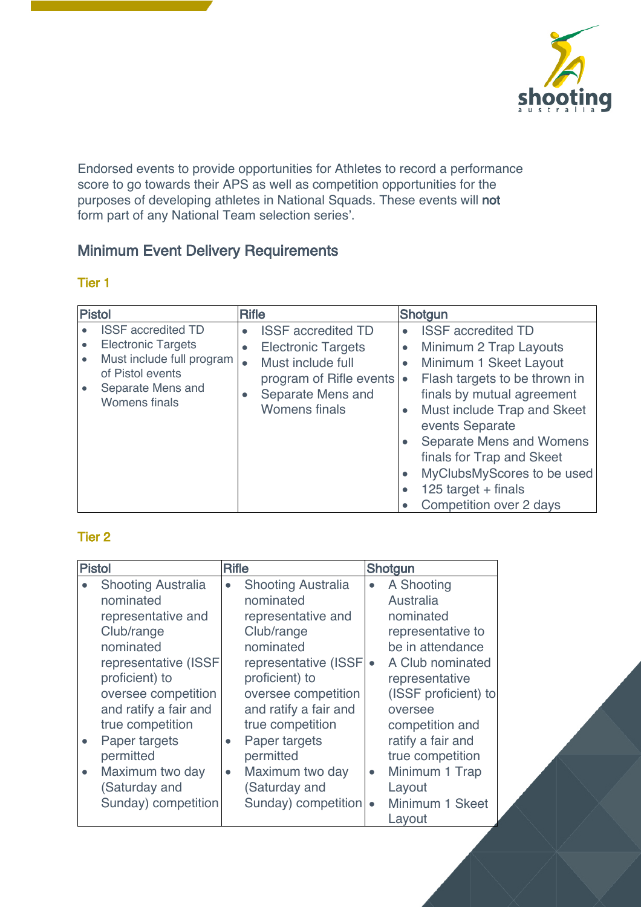Endorsed events to provide opportunities for Athletes to record a performance score to go towards their APS as well as competition opportunities for the purposes of developing athletes in National Squads. These events will **not** form part of any National Team selection series'.

## Minimum Event Delivery Requirements

### Tier 1

| Pistol | Rifle | Shotgun |
|---|---|---|
| • ISSF accredited TD<br>• Electronic Targets<br>• Must include full program of Pistol events<br>• Separate Mens and Womens finals | • ISSF accredited TD<br>• Electronic Targets<br>• Must include full program of Rifle events<br>• Separate Mens and Womens finals | • ISSF accredited TD<br>• Minimum 2 Trap Layouts<br>• Minimum 1 Skeet Layout<br>• Flash targets to be thrown in finals by mutual agreement<br>• Must include Trap and Skeet events Separate<br>• Separate Mens and Womens finals for Trap and Skeet<br>• MyClubsMyScores to be used<br>• 125 target + finals<br>• Competition over 2 days |

### Tier 2

| Pistol | Rifle | Shotgun |
|---|---|---|
| • Shooting Australia nominated representative and Club/range nominated representative (ISSF proficient) to oversee competition and ratify a fair and true competition<br>• Paper targets permitted<br>• Maximum two day (Saturday and Sunday) competition | • Shooting Australia nominated representative and Club/range nominated representative (ISSF proficient) to oversee competition and ratify a fair and true competition<br>• Paper targets permitted<br>• Maximum two day (Saturday and Sunday) competition | • A Shooting Australia nominated representative to be in attendance<br>• A Club nominated representative (ISSF proficient) to oversee competition and ratify a fair and true competition<br>• Minimum 1 Trap Layout<br>• Minimum 1 Skeet Layout |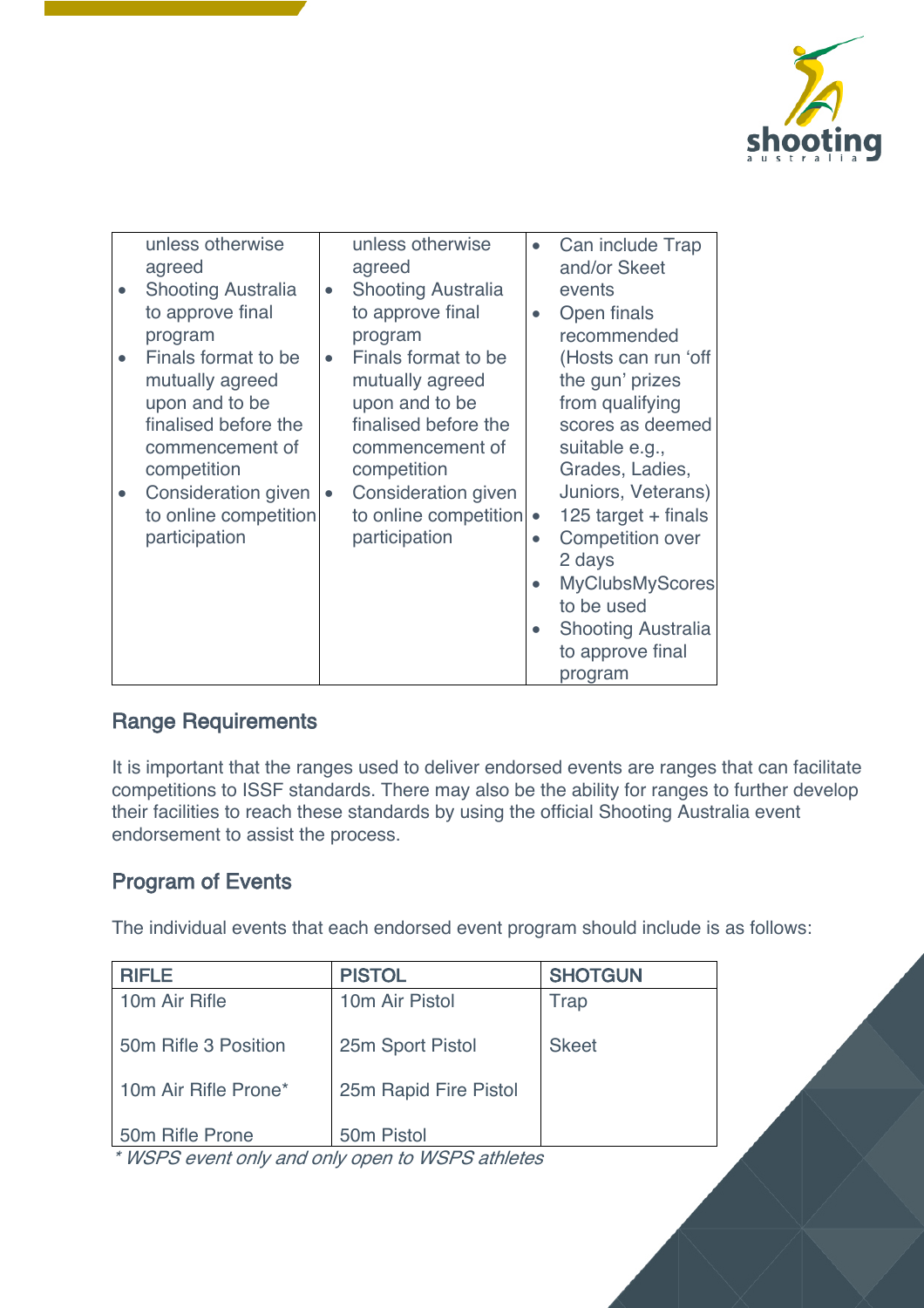| | | |
|---|---|---|
| unless otherwise agreed<br>• Shooting Australia to approve final program<br>• Finals format to be mutually agreed upon and to be finalised before the commencement of competition<br>• Consideration given to online competition participation | unless otherwise agreed<br>• Shooting Australia to approve final program<br>• Finals format to be mutually agreed upon and to be finalised before the commencement of competition<br>• Consideration given to online competition participation | • Can include Trap and/or Skeet events<br>• Open finals recommended (Hosts can run 'off the gun' prizes from qualifying scores as deemed suitable e.g., Grades, Ladies, Juniors, Veterans)<br>• 125 target + finals<br>• Competition over 2 days<br>• MyClubsMyScores to be used<br>• Shooting Australia to approve final program |

## Range Requirements

It is important that the ranges used to deliver endorsed events are ranges that can facilitate competitions to ISSF standards. There may also be the ability for ranges to further develop their facilities to reach these standards by using the official Shooting Australia event endorsement to assist the process.

## Program of Events

The individual events that each endorsed event program should include is as follows:

| RIFLE | PISTOL | SHOTGUN |
|---|---|---|
| 10m Air Rifle | 10m Air Pistol | Trap |
| 50m Rifle 3 Position | 25m Sport Pistol | Skeet |
| 10m Air Rifle Prone* | 25m Rapid Fire Pistol | |
| 50m Rifle Prone | 50m Pistol | |

*\* WSPS event only and only open to WSPS athletes*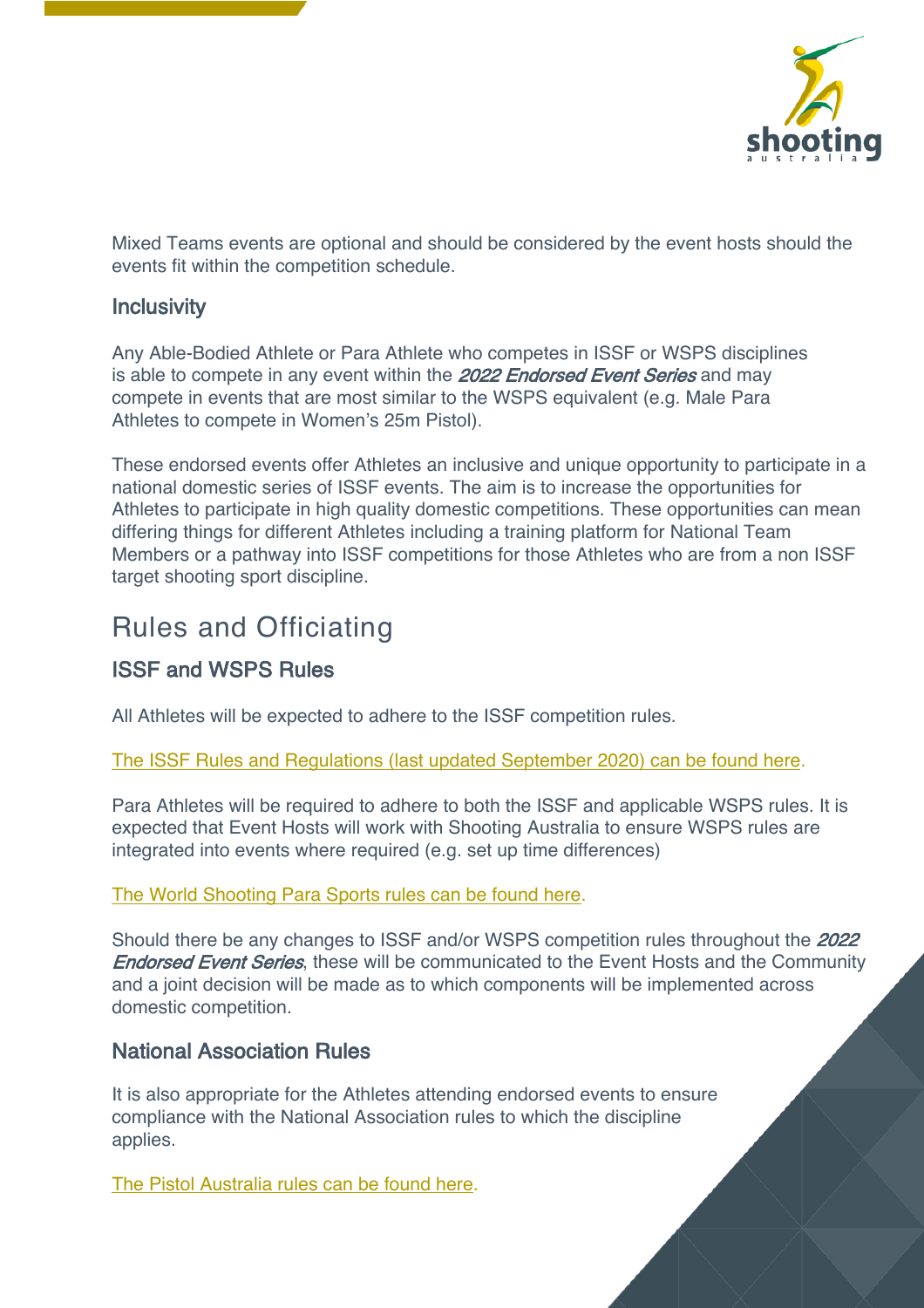Mixed Teams events are optional and should be considered by the event hosts should the events fit within the competition schedule.

### Inclusivity

Any Able-Bodied Athlete or Para Athlete who competes in ISSF or WSPS disciplines is able to compete in any event within the *2022 Endorsed Event Series* and may compete in events that are most similar to the WSPS equivalent (e.g. Male Para Athletes to compete in Women's 25m Pistol).

These endorsed events offer Athletes an inclusive and unique opportunity to participate in a national domestic series of ISSF events. The aim is to increase the opportunities for Athletes to participate in high quality domestic competitions. These opportunities can mean differing things for different Athletes including a training platform for National Team Members or a pathway into ISSF competitions for those Athletes who are from a non ISSF target shooting sport discipline.

## Rules and Officiating

### ISSF and WSPS Rules

All Athletes will be expected to adhere to the ISSF competition rules.

The ISSF Rules and Regulations (last updated September 2020) can be found here.

Para Athletes will be required to adhere to both the ISSF and applicable WSPS rules. It is expected that Event Hosts will work with Shooting Australia to ensure WSPS rules are integrated into events where required (e.g. set up time differences)

The World Shooting Para Sports rules can be found here.

Should there be any changes to ISSF and/or WSPS competition rules throughout the *2022 Endorsed Event Series*, these will be communicated to the Event Hosts and the Community and a joint decision will be made as to which components will be implemented across domestic competition.

### National Association Rules

It is also appropriate for the Athletes attending endorsed events to ensure compliance with the National Association rules to which the discipline applies.

The Pistol Australia rules can be found here.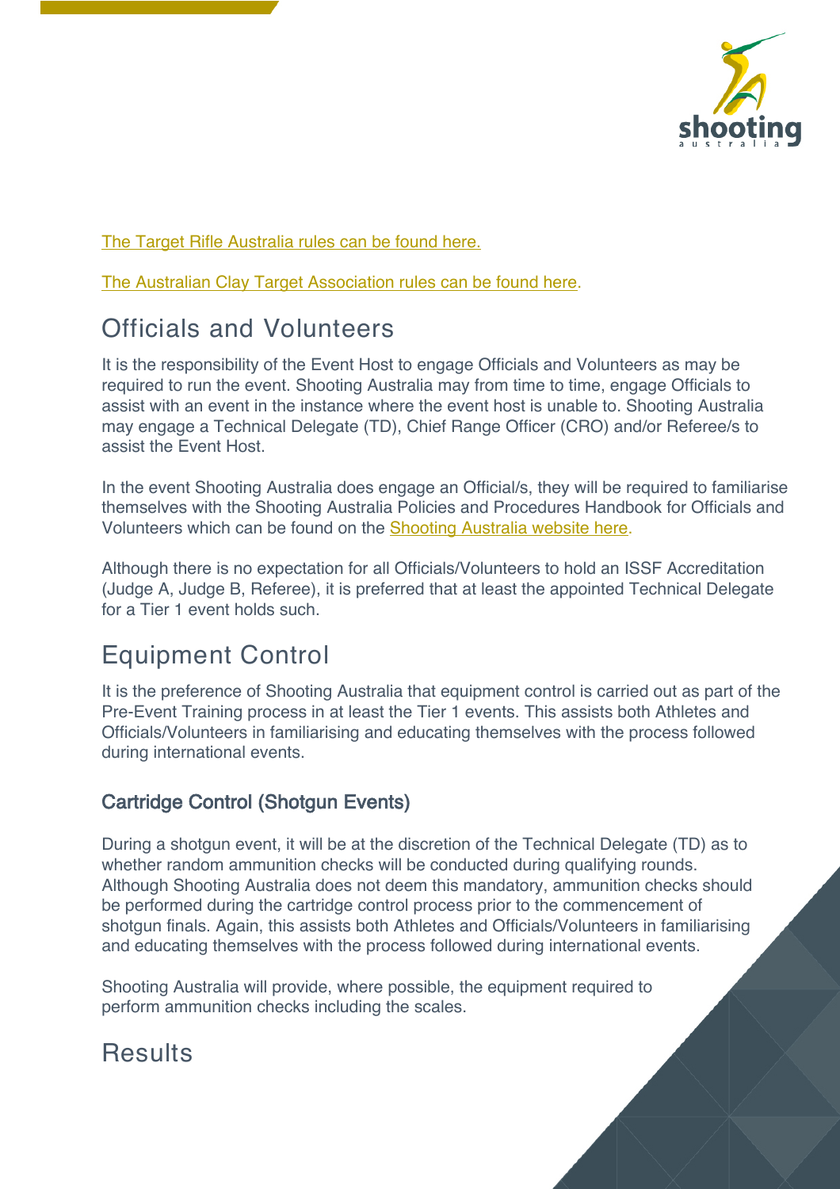The Target Rifle Australia rules can be found here.

The Australian Clay Target Association rules can be found here.

## Officials and Volunteers

It is the responsibility of the Event Host to engage Officials and Volunteers as may be required to run the event. Shooting Australia may from time to time, engage Officials to assist with an event in the instance where the event host is unable to. Shooting Australia may engage a Technical Delegate (TD), Chief Range Officer (CRO) and/or Referee/s to assist the Event Host.

In the event Shooting Australia does engage an Official/s, they will be required to familiarise themselves with the Shooting Australia Policies and Procedures Handbook for Officials and Volunteers which can be found on the Shooting Australia website here.

Although there is no expectation for all Officials/Volunteers to hold an ISSF Accreditation (Judge A, Judge B, Referee), it is preferred that at least the appointed Technical Delegate for a Tier 1 event holds such.

## Equipment Control

It is the preference of Shooting Australia that equipment control is carried out as part of the Pre-Event Training process in at least the Tier 1 events. This assists both Athletes and Officials/Volunteers in familiarising and educating themselves with the process followed during international events.

### Cartridge Control (Shotgun Events)

During a shotgun event, it will be at the discretion of the Technical Delegate (TD) as to whether random ammunition checks will be conducted during qualifying rounds. Although Shooting Australia does not deem this mandatory, ammunition checks should be performed during the cartridge control process prior to the commencement of shotgun finals. Again, this assists both Athletes and Officials/Volunteers in familiarising and educating themselves with the process followed during international events.

Shooting Australia will provide, where possible, the equipment required to perform ammunition checks including the scales.

## Results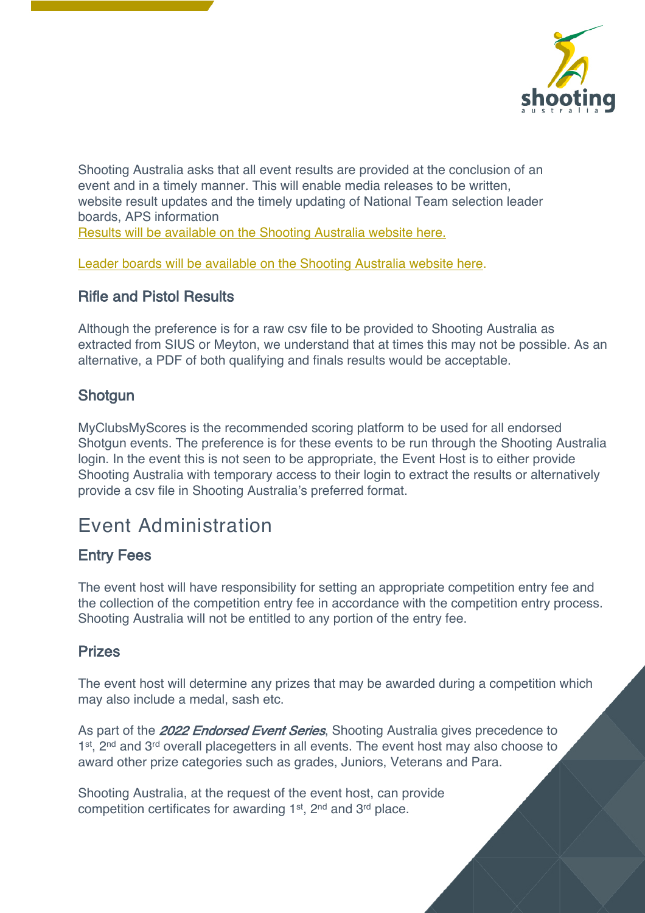Shooting Australia asks that all event results are provided at the conclusion of an event and in a timely manner. This will enable media releases to be written, website result updates and the timely updating of National Team selection leader boards, APS information

Results will be available on the Shooting Australia website here.

Leader boards will be available on the Shooting Australia website here.

### Rifle and Pistol Results

Although the preference is for a raw csv file to be provided to Shooting Australia as extracted from SIUS or Meyton, we understand that at times this may not be possible. As an alternative, a PDF of both qualifying and finals results would be acceptable.

### Shotgun

MyClubsMyScores is the recommended scoring platform to be used for all endorsed Shotgun events. The preference is for these events to be run through the Shooting Australia login. In the event this is not seen to be appropriate, the Event Host is to either provide Shooting Australia with temporary access to their login to extract the results or alternatively provide a csv file in Shooting Australia's preferred format.

## Event Administration

### Entry Fees

The event host will have responsibility for setting an appropriate competition entry fee and the collection of the competition entry fee in accordance with the competition entry process. Shooting Australia will not be entitled to any portion of the entry fee.

### Prizes

The event host will determine any prizes that may be awarded during a competition which may also include a medal, sash etc.

As part of the ***2022 Endorsed Event Series***, Shooting Australia gives precedence to 1st, 2nd and 3rd overall placegetters in all events. The event host may also choose to award other prize categories such as grades, Juniors, Veterans and Para.

Shooting Australia, at the request of the event host, can provide competition certificates for awarding 1st, 2nd and 3rd place.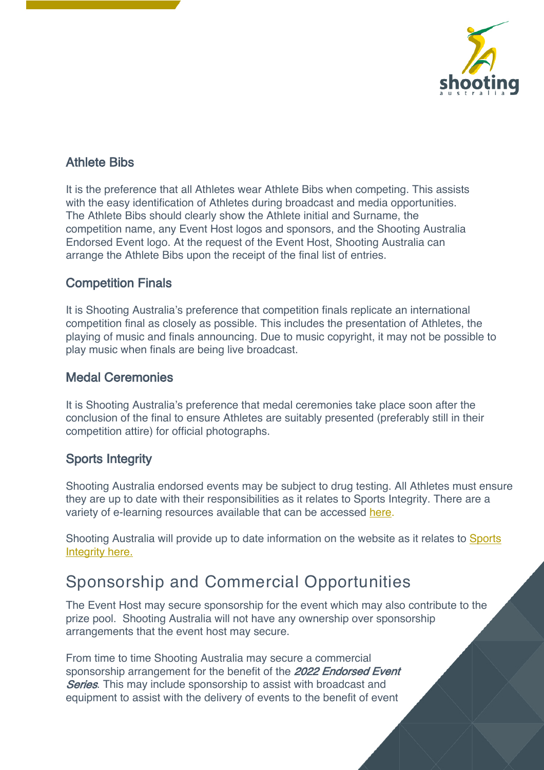### Athlete Bibs

It is the preference that all Athletes wear Athlete Bibs when competing. This assists with the easy identification of Athletes during broadcast and media opportunities. The Athlete Bibs should clearly show the Athlete initial and Surname, the competition name, any Event Host logos and sponsors, and the Shooting Australia Endorsed Event logo. At the request of the Event Host, Shooting Australia can arrange the Athlete Bibs upon the receipt of the final list of entries.

### Competition Finals

It is Shooting Australia's preference that competition finals replicate an international competition final as closely as possible. This includes the presentation of Athletes, the playing of music and finals announcing. Due to music copyright, it may not be possible to play music when finals are being live broadcast.

### Medal Ceremonies

It is Shooting Australia's preference that medal ceremonies take place soon after the conclusion of the final to ensure Athletes are suitably presented (preferably still in their competition attire) for official photographs.

### Sports Integrity

Shooting Australia endorsed events may be subject to drug testing. All Athletes must ensure they are up to date with their responsibilities as it relates to Sports Integrity. There are a variety of e-learning resources available that can be accessed here.

Shooting Australia will provide up to date information on the website as it relates to Sports Integrity here.

## Sponsorship and Commercial Opportunities

The Event Host may secure sponsorship for the event which may also contribute to the prize pool. Shooting Australia will not have any ownership over sponsorship arrangements that the event host may secure.

From time to time Shooting Australia may secure a commercial sponsorship arrangement for the benefit of the *2022 Endorsed Event Series*. This may include sponsorship to assist with broadcast and equipment to assist with the delivery of events to the benefit of event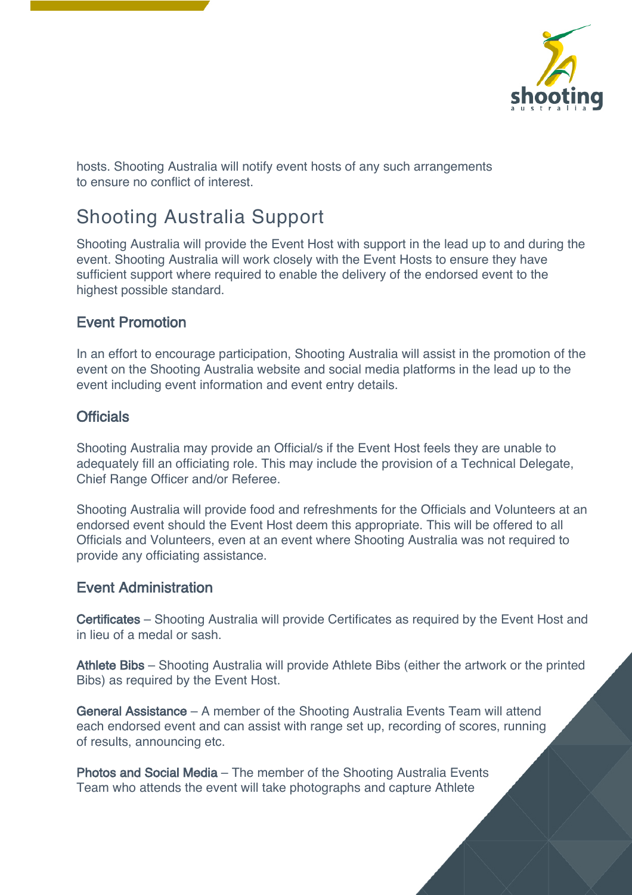hosts. Shooting Australia will notify event hosts of any such arrangements to ensure no conflict of interest.

## Shooting Australia Support

Shooting Australia will provide the Event Host with support in the lead up to and during the event. Shooting Australia will work closely with the Event Hosts to ensure they have sufficient support where required to enable the delivery of the endorsed event to the highest possible standard.

### Event Promotion

In an effort to encourage participation, Shooting Australia will assist in the promotion of the event on the Shooting Australia website and social media platforms in the lead up to the event including event information and event entry details.

### Officials

Shooting Australia may provide an Official/s if the Event Host feels they are unable to adequately fill an officiating role. This may include the provision of a Technical Delegate, Chief Range Officer and/or Referee.

Shooting Australia will provide food and refreshments for the Officials and Volunteers at an endorsed event should the Event Host deem this appropriate. This will be offered to all Officials and Volunteers, even at an event where Shooting Australia was not required to provide any officiating assistance.

### Event Administration

**Certificates** – Shooting Australia will provide Certificates as required by the Event Host and in lieu of a medal or sash.

**Athlete Bibs** – Shooting Australia will provide Athlete Bibs (either the artwork or the printed Bibs) as required by the Event Host.

**General Assistance** – A member of the Shooting Australia Events Team will attend each endorsed event and can assist with range set up, recording of scores, running of results, announcing etc.

**Photos and Social Media** – The member of the Shooting Australia Events Team who attends the event will take photographs and capture Athlete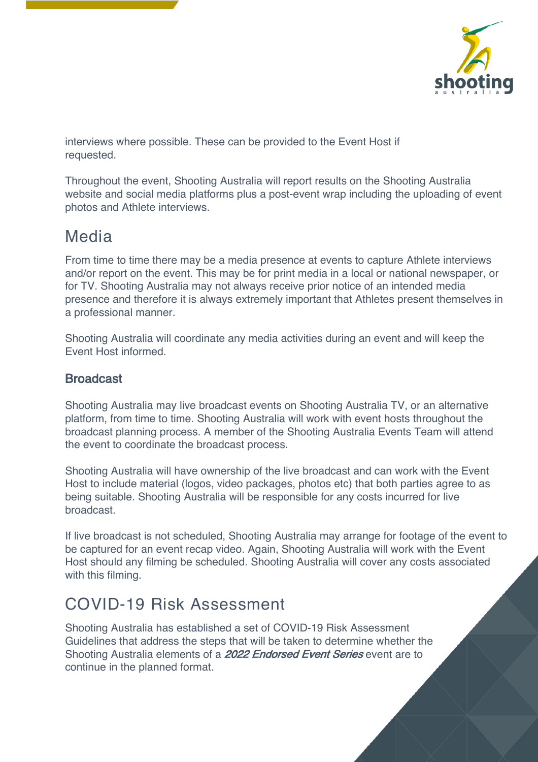interviews where possible. These can be provided to the Event Host if requested.

Throughout the event, Shooting Australia will report results on the Shooting Australia website and social media platforms plus a post-event wrap including the uploading of event photos and Athlete interviews.

## Media

From time to time there may be a media presence at events to capture Athlete interviews and/or report on the event. This may be for print media in a local or national newspaper, or for TV. Shooting Australia may not always receive prior notice of an intended media presence and therefore it is always extremely important that Athletes present themselves in a professional manner.

Shooting Australia will coordinate any media activities during an event and will keep the Event Host informed.

### Broadcast

Shooting Australia may live broadcast events on Shooting Australia TV, or an alternative platform, from time to time. Shooting Australia will work with event hosts throughout the broadcast planning process. A member of the Shooting Australia Events Team will attend the event to coordinate the broadcast process.

Shooting Australia will have ownership of the live broadcast and can work with the Event Host to include material (logos, video packages, photos etc) that both parties agree to as being suitable. Shooting Australia will be responsible for any costs incurred for live broadcast.

If live broadcast is not scheduled, Shooting Australia may arrange for footage of the event to be captured for an event recap video. Again, Shooting Australia will work with the Event Host should any filming be scheduled. Shooting Australia will cover any costs associated with this filming.

## COVID-19 Risk Assessment

Shooting Australia has established a set of COVID-19 Risk Assessment Guidelines that address the steps that will be taken to determine whether the Shooting Australia elements of a ***2022 Endorsed Event Series*** event are to continue in the planned format.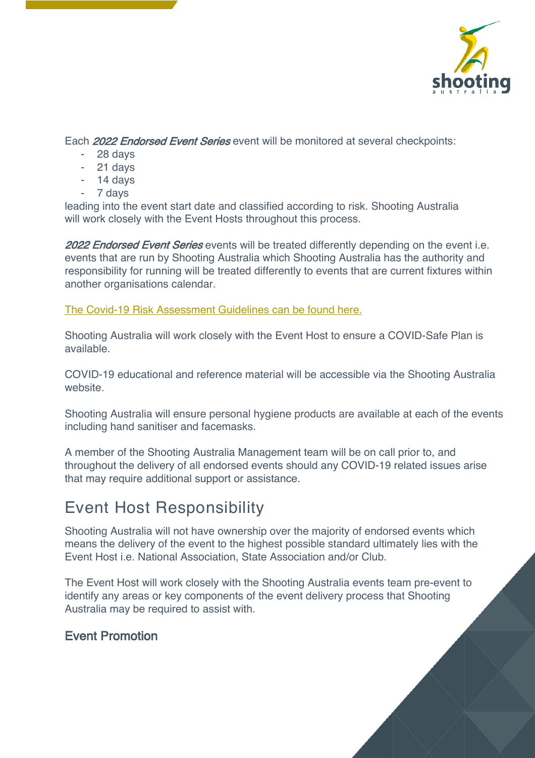Each *2022 Endorsed Event Series* event will be monitored at several checkpoints:

- 28 days
- 21 days
- 14 days
- 7 days

leading into the event start date and classified according to risk. Shooting Australia will work closely with the Event Hosts throughout this process.

*2022 Endorsed Event Series* events will be treated differently depending on the event i.e. events that are run by Shooting Australia which Shooting Australia has the authority and responsibility for running will be treated differently to events that are current fixtures within another organisations calendar.

The Covid-19 Risk Assessment Guidelines can be found here.

Shooting Australia will work closely with the Event Host to ensure a COVID-Safe Plan is available.

COVID-19 educational and reference material will be accessible via the Shooting Australia website.

Shooting Australia will ensure personal hygiene products are available at each of the events including hand sanitiser and facemasks.

A member of the Shooting Australia Management team will be on call prior to, and throughout the delivery of all endorsed events should any COVID-19 related issues arise that may require additional support or assistance.

## Event Host Responsibility

Shooting Australia will not have ownership over the majority of endorsed events which means the delivery of the event to the highest possible standard ultimately lies with the Event Host i.e. National Association, State Association and/or Club.

The Event Host will work closely with the Shooting Australia events team pre-event to identify any areas or key components of the event delivery process that Shooting Australia may be required to assist with.

### Event Promotion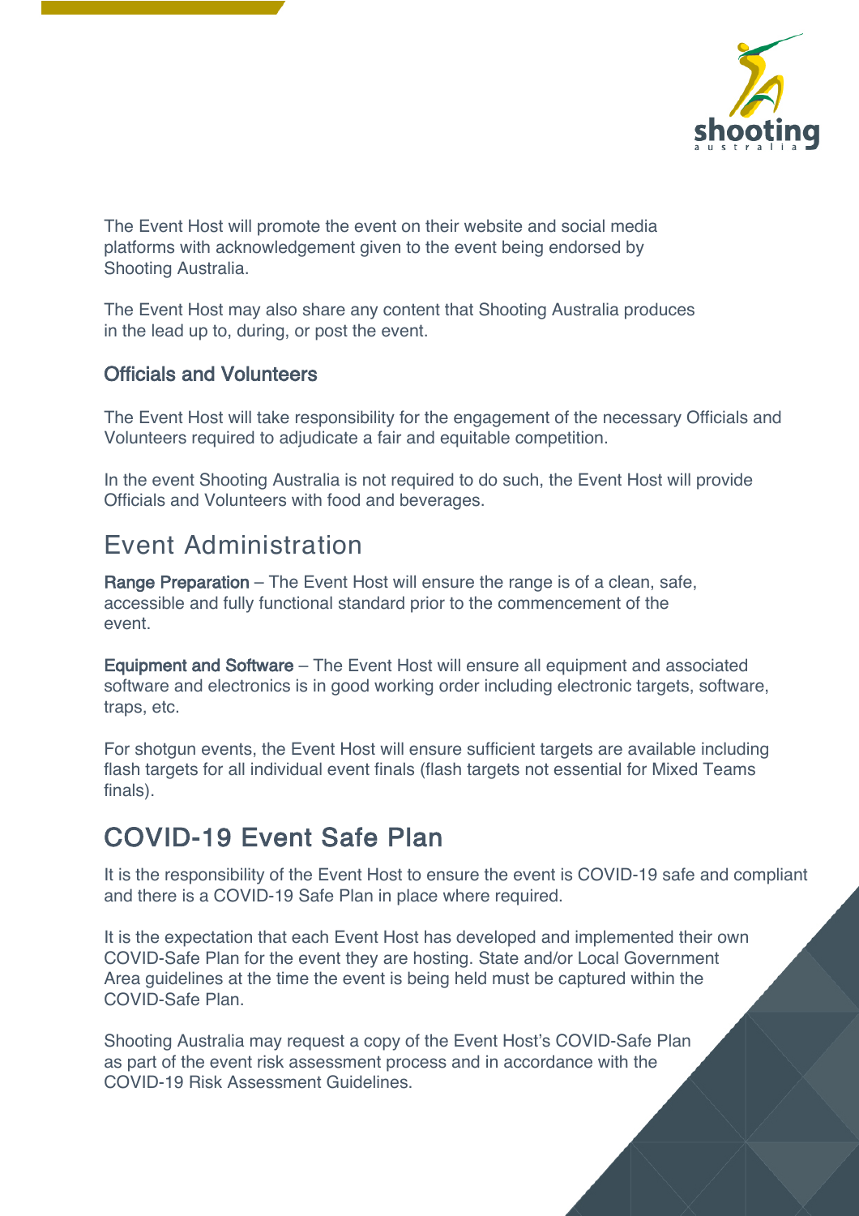The Event Host will promote the event on their website and social media platforms with acknowledgement given to the event being endorsed by Shooting Australia.

The Event Host may also share any content that Shooting Australia produces in the lead up to, during, or post the event.

### Officials and Volunteers

The Event Host will take responsibility for the engagement of the necessary Officials and Volunteers required to adjudicate a fair and equitable competition.

In the event Shooting Australia is not required to do such, the Event Host will provide Officials and Volunteers with food and beverages.

## Event Administration

**Range Preparation** – The Event Host will ensure the range is of a clean, safe, accessible and fully functional standard prior to the commencement of the event.

**Equipment and Software** – The Event Host will ensure all equipment and associated software and electronics is in good working order including electronic targets, software, traps, etc.

For shotgun events, the Event Host will ensure sufficient targets are available including flash targets for all individual event finals (flash targets not essential for Mixed Teams finals).

## COVID-19 Event Safe Plan

It is the responsibility of the Event Host to ensure the event is COVID-19 safe and compliant and there is a COVID-19 Safe Plan in place where required.

It is the expectation that each Event Host has developed and implemented their own COVID-Safe Plan for the event they are hosting. State and/or Local Government Area guidelines at the time the event is being held must be captured within the COVID-Safe Plan.

Shooting Australia may request a copy of the Event Host's COVID-Safe Plan as part of the event risk assessment process and in accordance with the COVID-19 Risk Assessment Guidelines.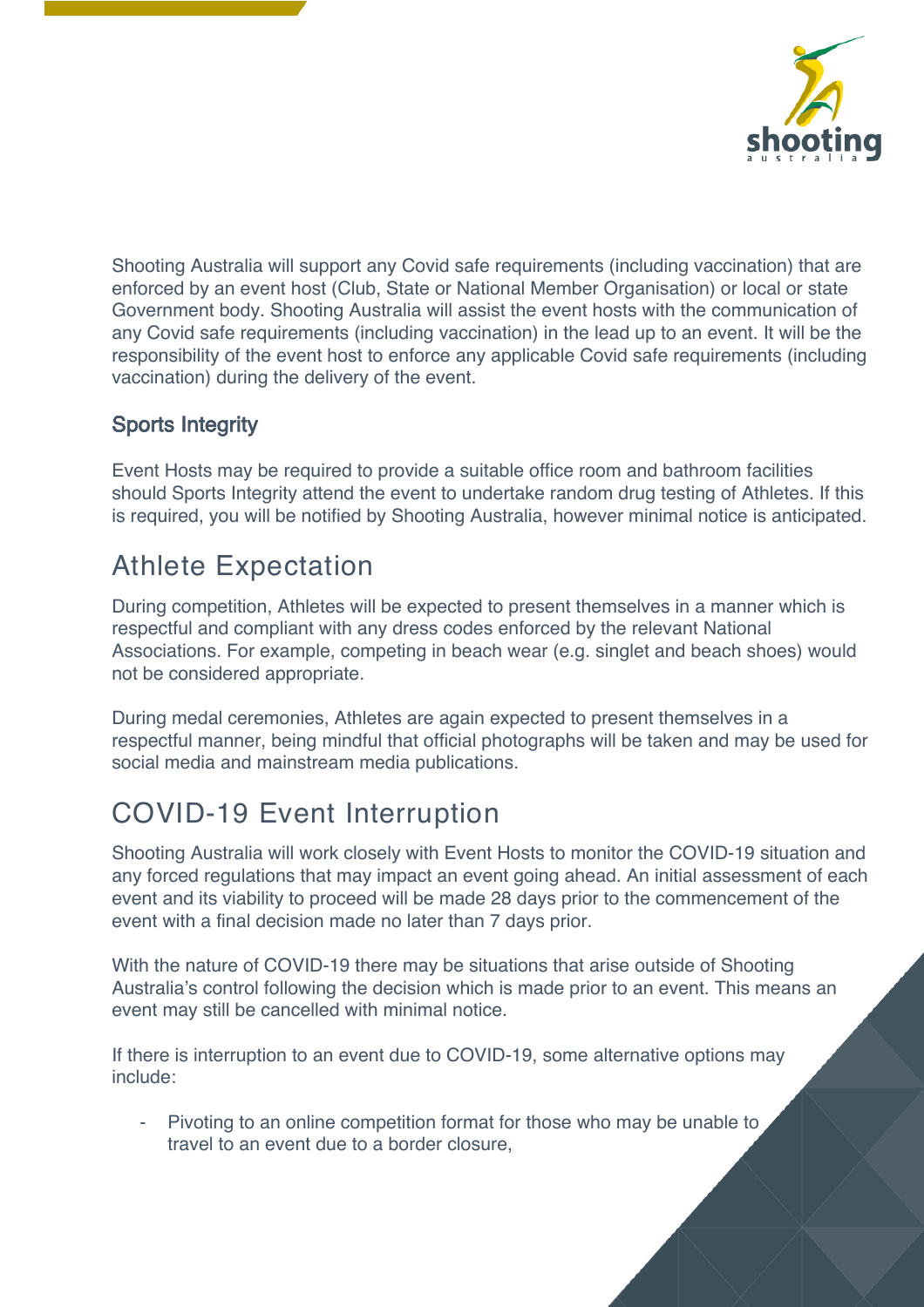Shooting Australia will support any Covid safe requirements (including vaccination) that are enforced by an event host (Club, State or National Member Organisation) or local or state Government body. Shooting Australia will assist the event hosts with the communication of any Covid safe requirements (including vaccination) in the lead up to an event. It will be the responsibility of the event host to enforce any applicable Covid safe requirements (including vaccination) during the delivery of the event.

### Sports Integrity

Event Hosts may be required to provide a suitable office room and bathroom facilities should Sports Integrity attend the event to undertake random drug testing of Athletes. If this is required, you will be notified by Shooting Australia, however minimal notice is anticipated.

## Athlete Expectation

During competition, Athletes will be expected to present themselves in a manner which is respectful and compliant with any dress codes enforced by the relevant National Associations. For example, competing in beach wear (e.g. singlet and beach shoes) would not be considered appropriate.

During medal ceremonies, Athletes are again expected to present themselves in a respectful manner, being mindful that official photographs will be taken and may be used for social media and mainstream media publications.

## COVID-19 Event Interruption

Shooting Australia will work closely with Event Hosts to monitor the COVID-19 situation and any forced regulations that may impact an event going ahead. An initial assessment of each event and its viability to proceed will be made 28 days prior to the commencement of the event with a final decision made no later than 7 days prior.

With the nature of COVID-19 there may be situations that arise outside of Shooting Australia's control following the decision which is made prior to an event. This means an event may still be cancelled with minimal notice.

If there is interruption to an event due to COVID-19, some alternative options may include:

- Pivoting to an online competition format for those who may be unable to travel to an event due to a border closure,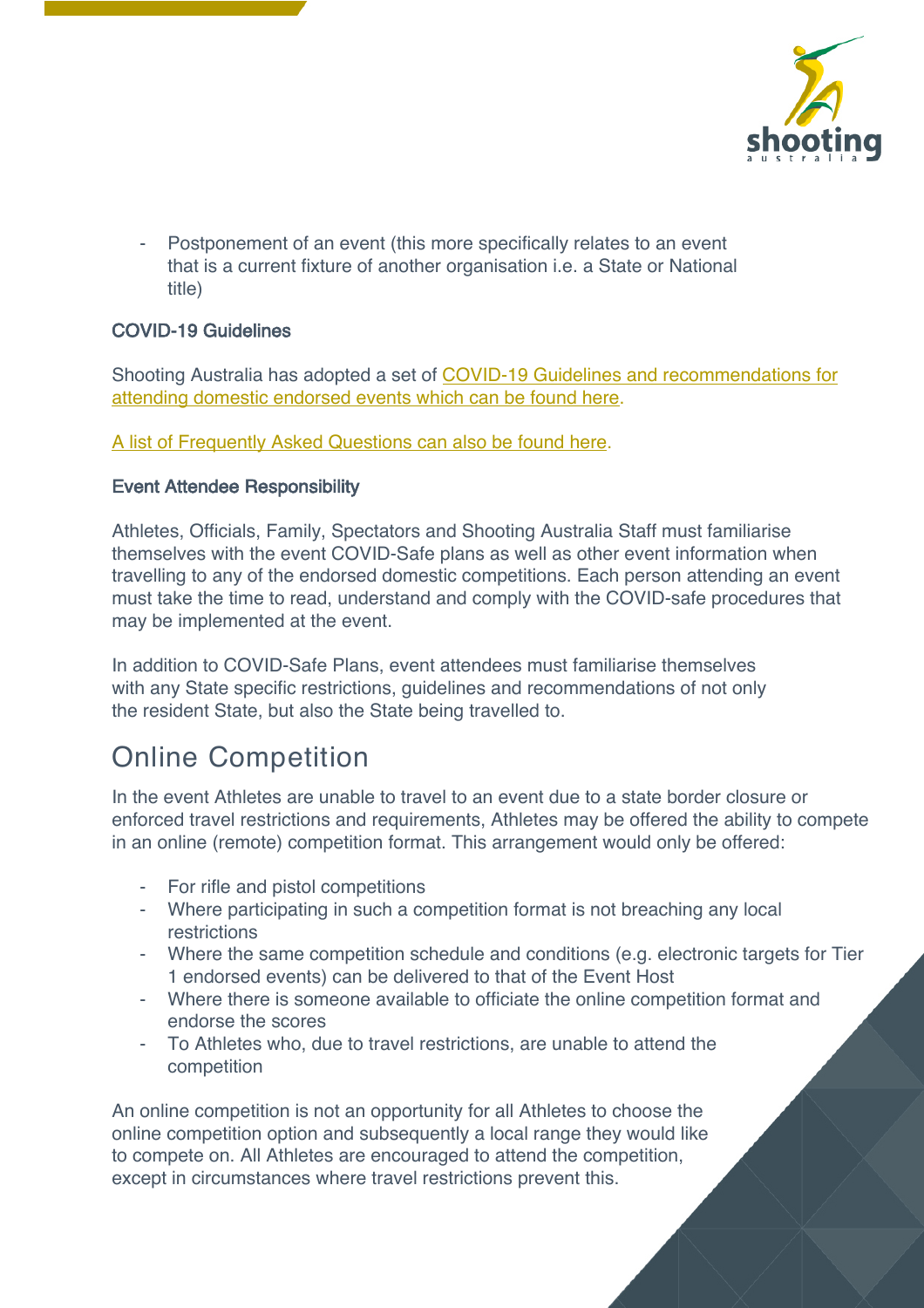- Postponement of an event (this more specifically relates to an event that is a current fixture of another organisation i.e. a State or National title)

**COVID-19 Guidelines**

Shooting Australia has adopted a set of COVID-19 Guidelines and recommendations for attending domestic endorsed events which can be found here.

A list of Frequently Asked Questions can also be found here.

**Event Attendee Responsibility**

Athletes, Officials, Family, Spectators and Shooting Australia Staff must familiarise themselves with the event COVID-Safe plans as well as other event information when travelling to any of the endorsed domestic competitions. Each person attending an event must take the time to read, understand and comply with the COVID-safe procedures that may be implemented at the event.

In addition to COVID-Safe Plans, event attendees must familiarise themselves with any State specific restrictions, guidelines and recommendations of not only the resident State, but also the State being travelled to.

## Online Competition

In the event Athletes are unable to travel to an event due to a state border closure or enforced travel restrictions and requirements, Athletes may be offered the ability to compete in an online (remote) competition format. This arrangement would only be offered:

- For rifle and pistol competitions
- Where participating in such a competition format is not breaching any local restrictions
- Where the same competition schedule and conditions (e.g. electronic targets for Tier 1 endorsed events) can be delivered to that of the Event Host
- Where there is someone available to officiate the online competition format and endorse the scores
- To Athletes who, due to travel restrictions, are unable to attend the competition

An online competition is not an opportunity for all Athletes to choose the online competition option and subsequently a local range they would like to compete on. All Athletes are encouraged to attend the competition, except in circumstances where travel restrictions prevent this.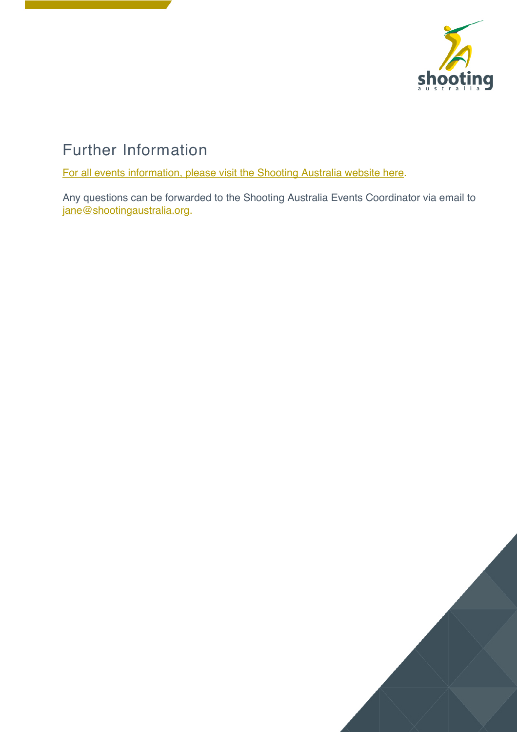## Further Information

For all events information, please visit the Shooting Australia website here.

Any questions can be forwarded to the Shooting Australia Events Coordinator via email to jane@shootingaustralia.org.